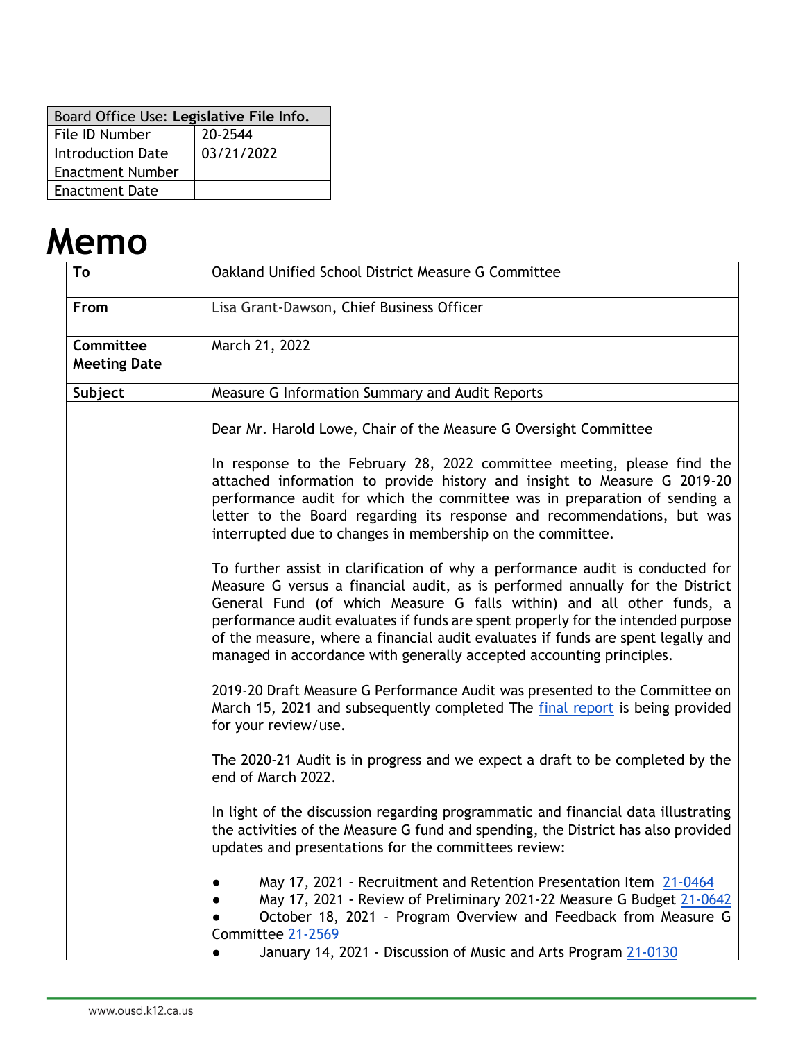| Board Office Use: **Legislative File Info.** | |
|---|---|
| File ID Number | 20-2544 |
| Introduction Date | 03/21/2022 |
| Enactment Number | |
| Enactment Date | |

# Memo

| | |
|---|---|
| **To** | Oakland Unified School District Measure G Committee |
| **From** | Lisa Grant-Dawson, Chief Business Officer |
| **Committee Meeting Date** | March 21, 2022 |
| **Subject** | Measure G Information Summary and Audit Reports |

Dear Mr. Harold Lowe, Chair of the Measure G Oversight Committee

In response to the February 28, 2022 committee meeting, please find the attached information to provide history and insight to Measure G 2019-20 performance audit for which the committee was in preparation of sending a letter to the Board regarding its response and recommendations, but was interrupted due to changes in membership on the committee.

To further assist in clarification of why a performance audit is conducted for Measure G versus a financial audit, as is performed annually for the District General Fund (of which Measure G falls within) and all other funds, a performance audit evaluates if funds are spent properly for the intended purpose of the measure, where a financial audit evaluates if funds are spent legally and managed in accordance with generally accepted accounting principles.

2019-20 Draft Measure G Performance Audit was presented to the Committee on March 15, 2021 and subsequently completed The final report is being provided for your review/use.

The 2020-21 Audit is in progress and we expect a draft to be completed by the end of March 2022.

In light of the discussion regarding programmatic and financial data illustrating the activities of the Measure G fund and spending, the District has also provided updates and presentations for the committees review:

- May 17, 2021 - Recruitment and Retention Presentation Item 21-0464
- May 17, 2021 - Review of Preliminary 2021-22 Measure G Budget 21-0642
- October 18, 2021 - Program Overview and Feedback from Measure G Committee 21-2569
- January 14, 2021 - Discussion of Music and Arts Program 21-0130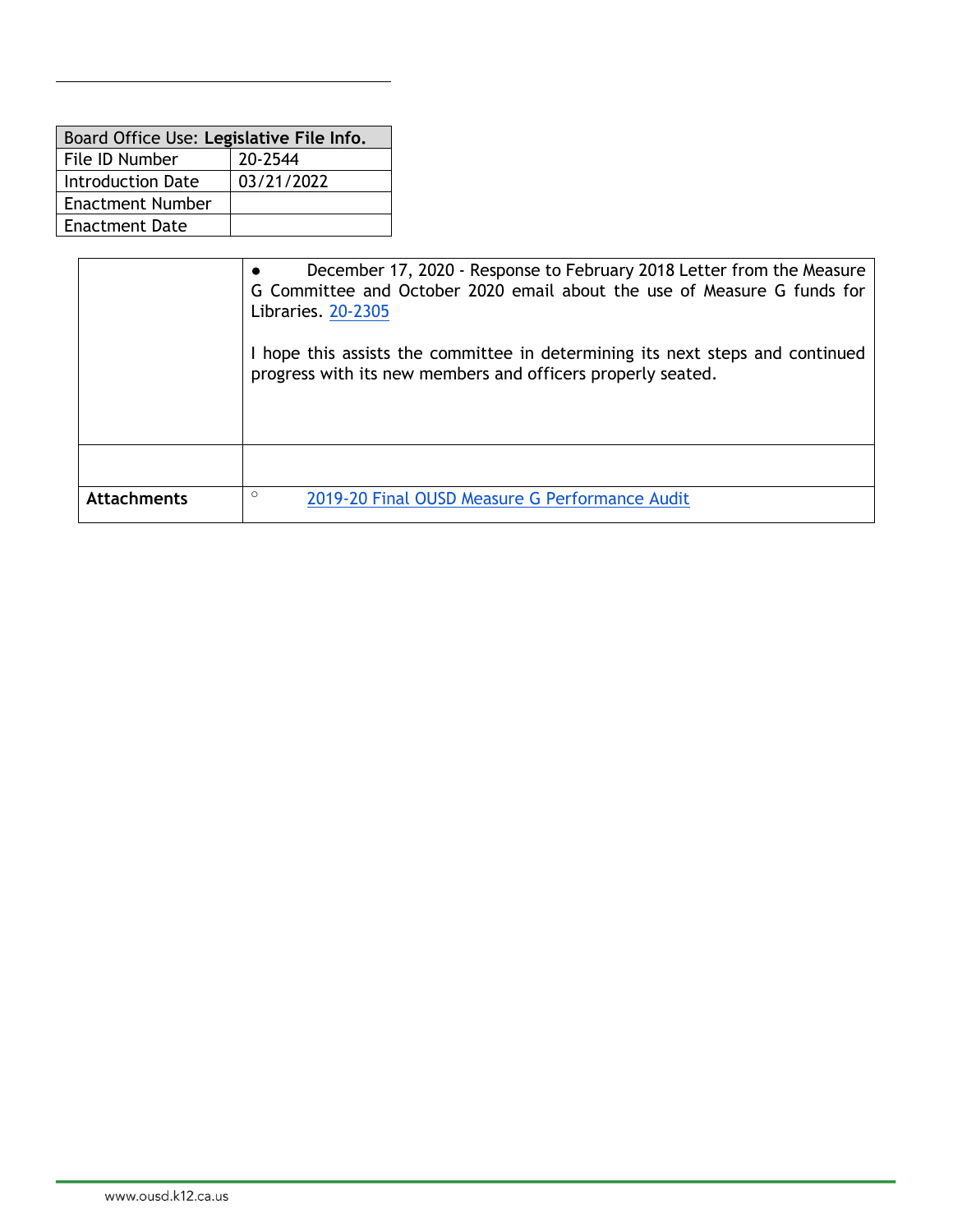| Board Office Use: **Legislative File Info.** | |
|---|---|
| File ID Number | 20-2544 |
| Introduction Date | 03/21/2022 |
| Enactment Number | |
| Enactment Date | |

| | |
|---|---|
| | • December 17, 2020 - Response to February 2018 Letter from the Measure G Committee and October 2020 email about the use of Measure G funds for Libraries. 20-2305<br><br>I hope this assists the committee in determining its next steps and continued progress with its new members and officers properly seated. |
| | |
| **Attachments** | ○ 2019-20 Final OUSD Measure G Performance Audit |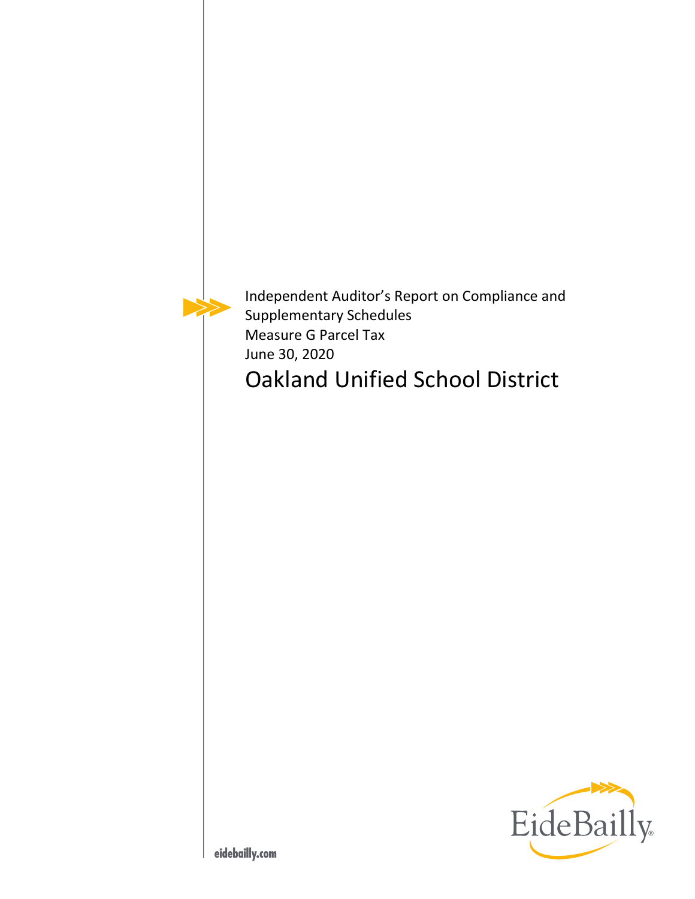Independent Auditor's Report on Compliance and Supplementary Schedules

Measure G Parcel Tax

June 30, 2020

# Oakland Unified School District

eidebailly.com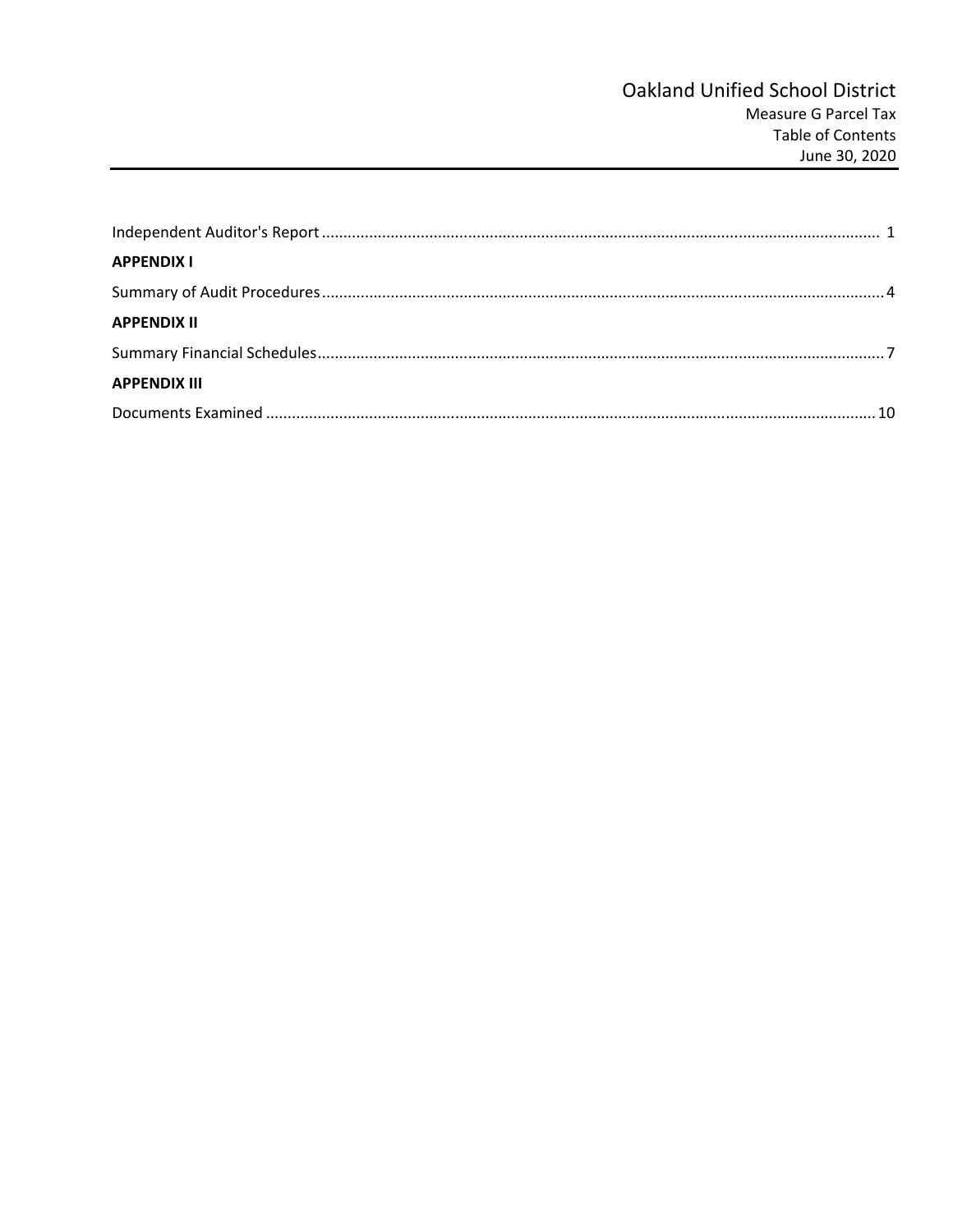# Oakland Unified School District

Measure G Parcel Tax
Table of Contents
June 30, 2020

Independent Auditor's Report ........................................................................................................................... 1

**APPENDIX I**

Summary of Audit Procedures ........................................................................................................................ 4

**APPENDIX II**

Summary Financial Schedules ........................................................................................................................ 7

**APPENDIX III**

Documents Examined ...................................................................................................................................... 10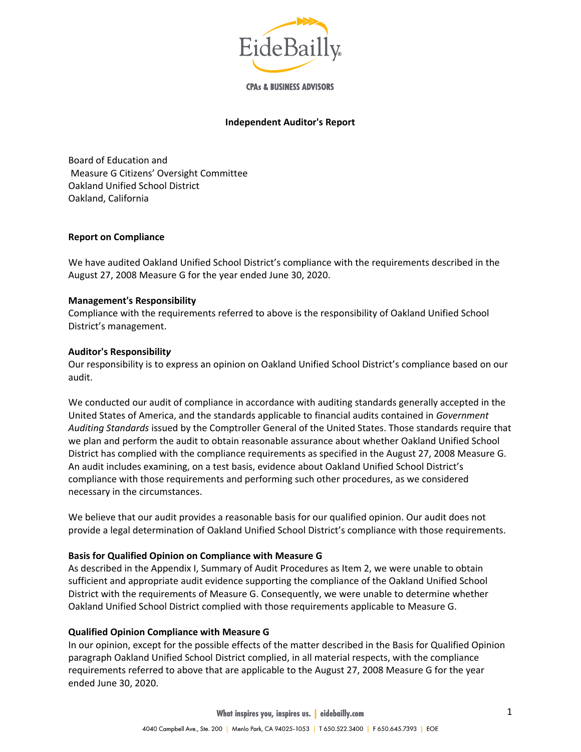# Independent Auditor's Report

Board of Education and
Measure G Citizens' Oversight Committee
Oakland Unified School District
Oakland, California

**Report on Compliance**

We have audited Oakland Unified School District's compliance with the requirements described in the August 27, 2008 Measure G for the year ended June 30, 2020.

**Management's Responsibility**
Compliance with the requirements referred to above is the responsibility of Oakland Unified School District's management.

**Auditor's Responsibility**
Our responsibility is to express an opinion on Oakland Unified School District's compliance based on our audit.

We conducted our audit of compliance in accordance with auditing standards generally accepted in the United States of America, and the standards applicable to financial audits contained in *Government Auditing Standards* issued by the Comptroller General of the United States. Those standards require that we plan and perform the audit to obtain reasonable assurance about whether Oakland Unified School District has complied with the compliance requirements as specified in the August 27, 2008 Measure G. An audit includes examining, on a test basis, evidence about Oakland Unified School District's compliance with those requirements and performing such other procedures, as we considered necessary in the circumstances.

We believe that our audit provides a reasonable basis for our qualified opinion. Our audit does not provide a legal determination of Oakland Unified School District's compliance with those requirements.

**Basis for Qualified Opinion on Compliance with Measure G**
As described in the Appendix I, Summary of Audit Procedures as Item 2, we were unable to obtain sufficient and appropriate audit evidence supporting the compliance of the Oakland Unified School District with the requirements of Measure G. Consequently, we were unable to determine whether Oakland Unified School District complied with those requirements applicable to Measure G.

**Qualified Opinion Compliance with Measure G**
In our opinion, except for the possible effects of the matter described in the Basis for Qualified Opinion paragraph Oakland Unified School District complied, in all material respects, with the compliance requirements referred to above that are applicable to the August 27, 2008 Measure G for the year ended June 30, 2020.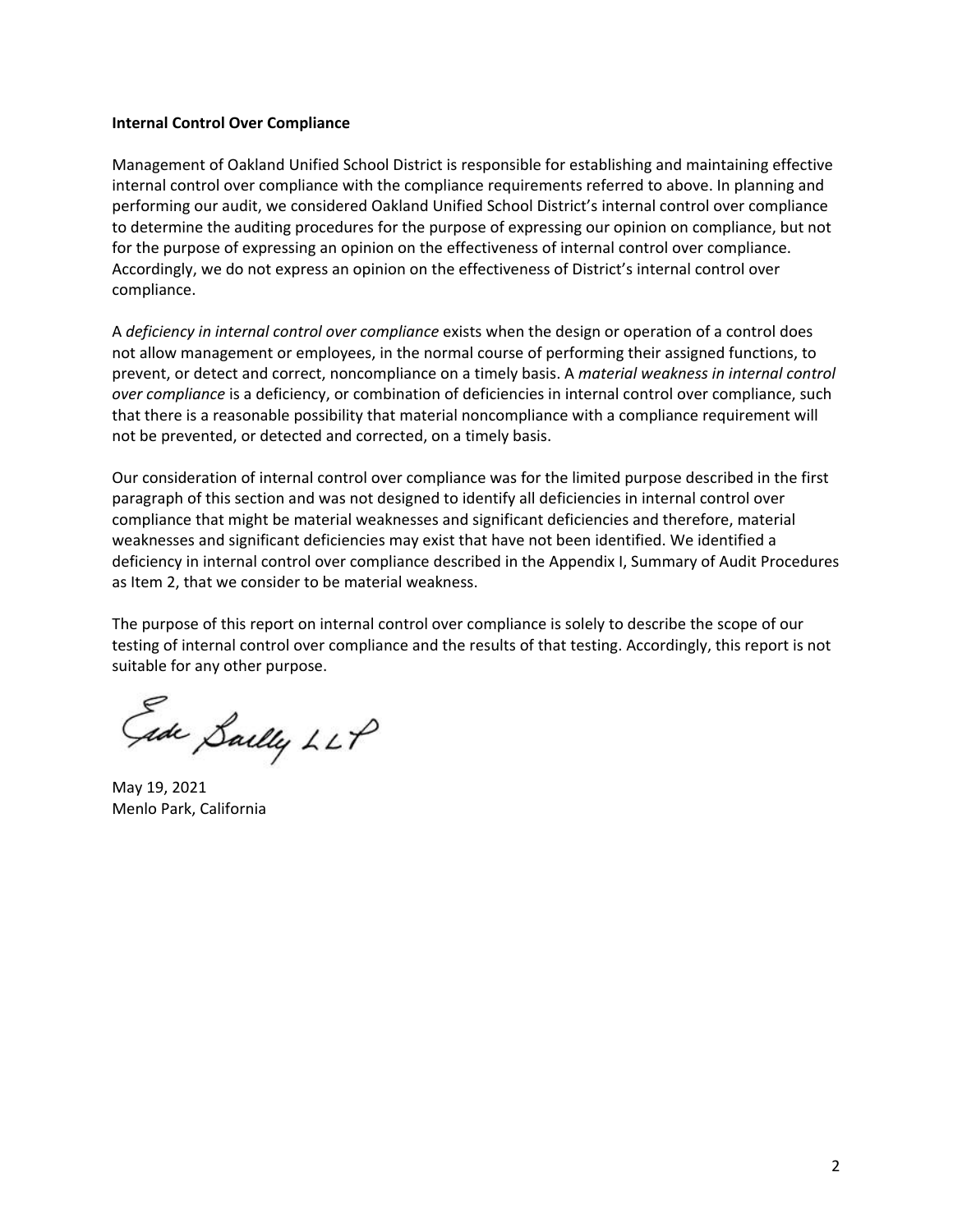**Internal Control Over Compliance**

Management of Oakland Unified School District is responsible for establishing and maintaining effective internal control over compliance with the compliance requirements referred to above. In planning and performing our audit, we considered Oakland Unified School District's internal control over compliance to determine the auditing procedures for the purpose of expressing our opinion on compliance, but not for the purpose of expressing an opinion on the effectiveness of internal control over compliance. Accordingly, we do not express an opinion on the effectiveness of District's internal control over compliance.

A *deficiency in internal control over compliance* exists when the design or operation of a control does not allow management or employees, in the normal course of performing their assigned functions, to prevent, or detect and correct, noncompliance on a timely basis. A *material weakness in internal control over compliance* is a deficiency, or combination of deficiencies in internal control over compliance, such that there is a reasonable possibility that material noncompliance with a compliance requirement will not be prevented, or detected and corrected, on a timely basis.

Our consideration of internal control over compliance was for the limited purpose described in the first paragraph of this section and was not designed to identify all deficiencies in internal control over compliance that might be material weaknesses and significant deficiencies and therefore, material weaknesses and significant deficiencies may exist that have not been identified. We identified a deficiency in internal control over compliance described in the Appendix I, Summary of Audit Procedures as Item 2, that we consider to be material weakness.

The purpose of this report on internal control over compliance is solely to describe the scope of our testing of internal control over compliance and the results of that testing. Accordingly, this report is not suitable for any other purpose.

Eide Bailly LLP

May 19, 2021
Menlo Park, California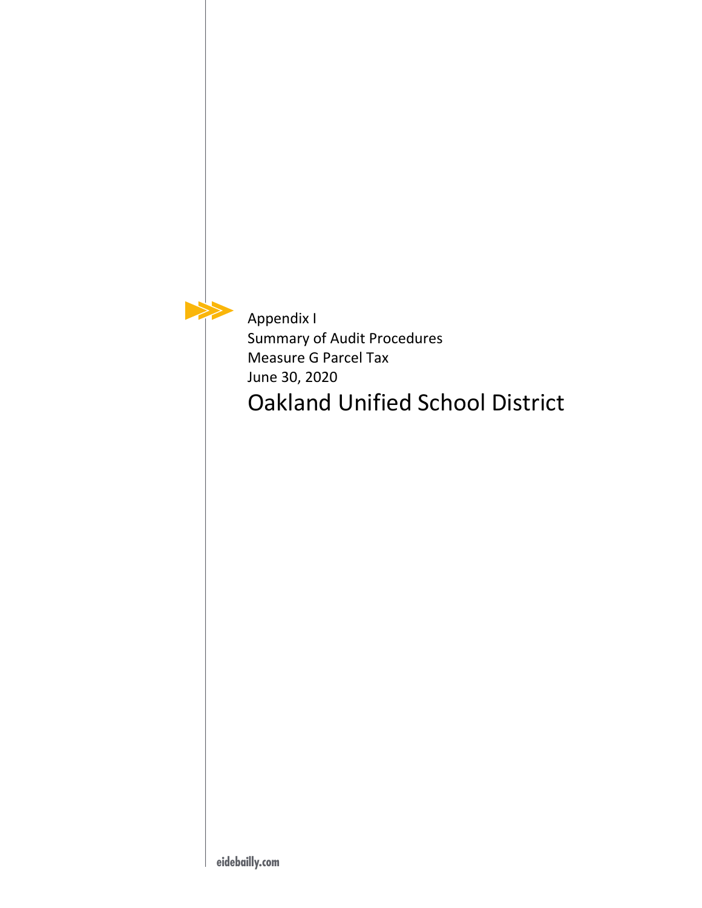Appendix I
Summary of Audit Procedures
Measure G Parcel Tax
June 30, 2020

# Oakland Unified School District

eidebailly.com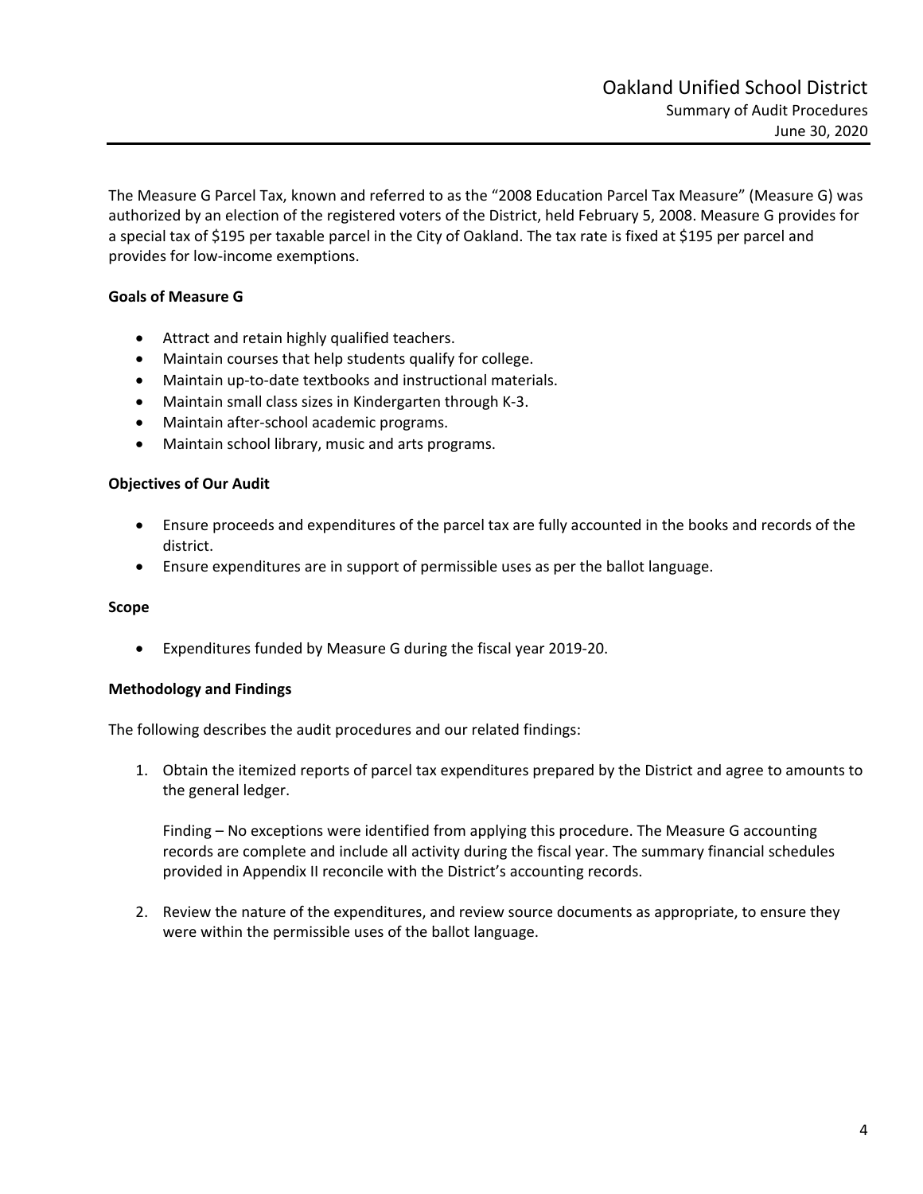The Measure G Parcel Tax, known and referred to as the "2008 Education Parcel Tax Measure" (Measure G) was authorized by an election of the registered voters of the District, held February 5, 2008. Measure G provides for a special tax of $195 per taxable parcel in the City of Oakland. The tax rate is fixed at $195 per parcel and provides for low-income exemptions.

**Goals of Measure G**

- Attract and retain highly qualified teachers.
- Maintain courses that help students qualify for college.
- Maintain up-to-date textbooks and instructional materials.
- Maintain small class sizes in Kindergarten through K-3.
- Maintain after-school academic programs.
- Maintain school library, music and arts programs.

**Objectives of Our Audit**

- Ensure proceeds and expenditures of the parcel tax are fully accounted in the books and records of the district.
- Ensure expenditures are in support of permissible uses as per the ballot language.

**Scope**

- Expenditures funded by Measure G during the fiscal year 2019-20.

**Methodology and Findings**

The following describes the audit procedures and our related findings:

1. Obtain the itemized reports of parcel tax expenditures prepared by the District and agree to amounts to the general ledger.

   Finding – No exceptions were identified from applying this procedure. The Measure G accounting records are complete and include all activity during the fiscal year. The summary financial schedules provided in Appendix II reconcile with the District's accounting records.

2. Review the nature of the expenditures, and review source documents as appropriate, to ensure they were within the permissible uses of the ballot language.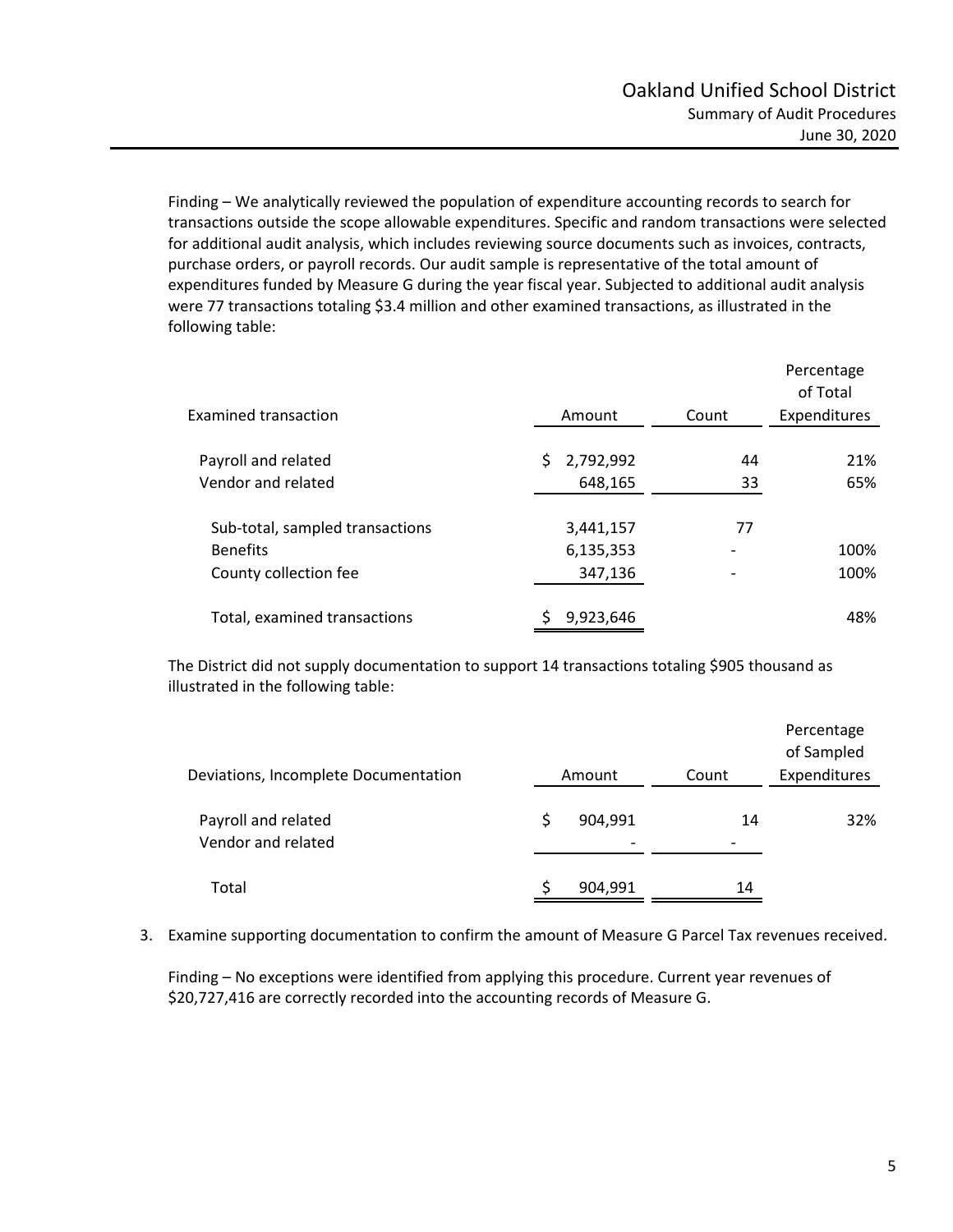Finding – We analytically reviewed the population of expenditure accounting records to search for transactions outside the scope allowable expenditures. Specific and random transactions were selected for additional audit analysis, which includes reviewing source documents such as invoices, contracts, purchase orders, or payroll records. Our audit sample is representative of the total amount of expenditures funded by Measure G during the year fiscal year. Subjected to additional audit analysis were 77 transactions totaling $3.4 million and other examined transactions, as illustrated in the following table:

| Examined transaction | Amount | Count | Percentage of Total Expenditures |
|---|---|---|---|
| Payroll and related | $ 2,792,992 | 44 | 21% |
| Vendor and related | 648,165 | 33 | 65% |
| Sub-total, sampled transactions | 3,441,157 | 77 | |
| Benefits | 6,135,353 | - | 100% |
| County collection fee | 347,136 | - | 100% |
| Total, examined transactions | $ 9,923,646 | | 48% |

The District did not supply documentation to support 14 transactions totaling $905 thousand as illustrated in the following table:

| Deviations, Incomplete Documentation | Amount | Count | Percentage of Sampled Expenditures |
|---|---|---|---|
| Payroll and related | $ 904,991 | 14 | 32% |
| Vendor and related | - | - | |
| Total | $ 904,991 | 14 | |

3. Examine supporting documentation to confirm the amount of Measure G Parcel Tax revenues received.

   Finding – No exceptions were identified from applying this procedure. Current year revenues of $20,727,416 are correctly recorded into the accounting records of Measure G.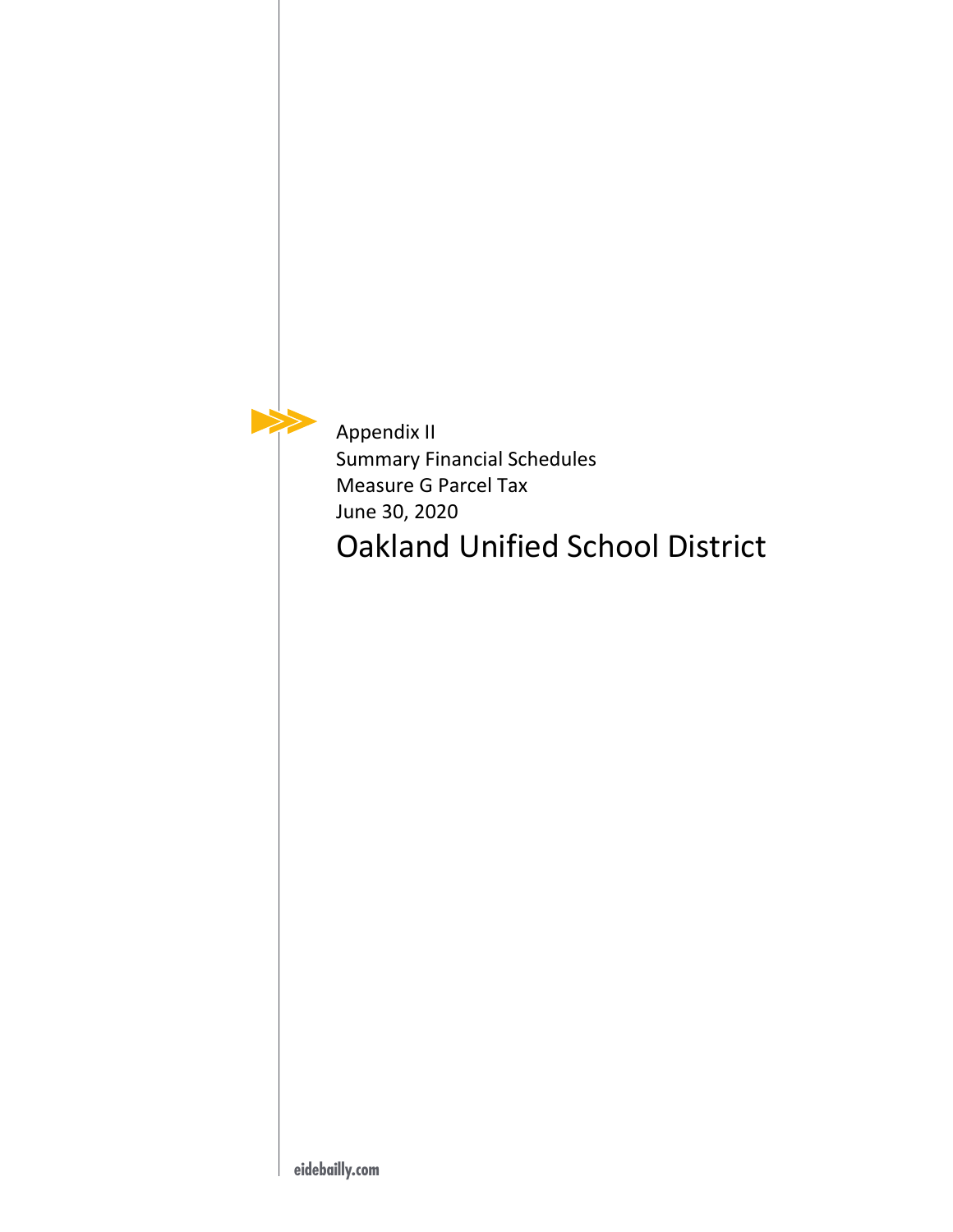Appendix II
Summary Financial Schedules
Measure G Parcel Tax
June 30, 2020

# Oakland Unified School District

eidebailly.com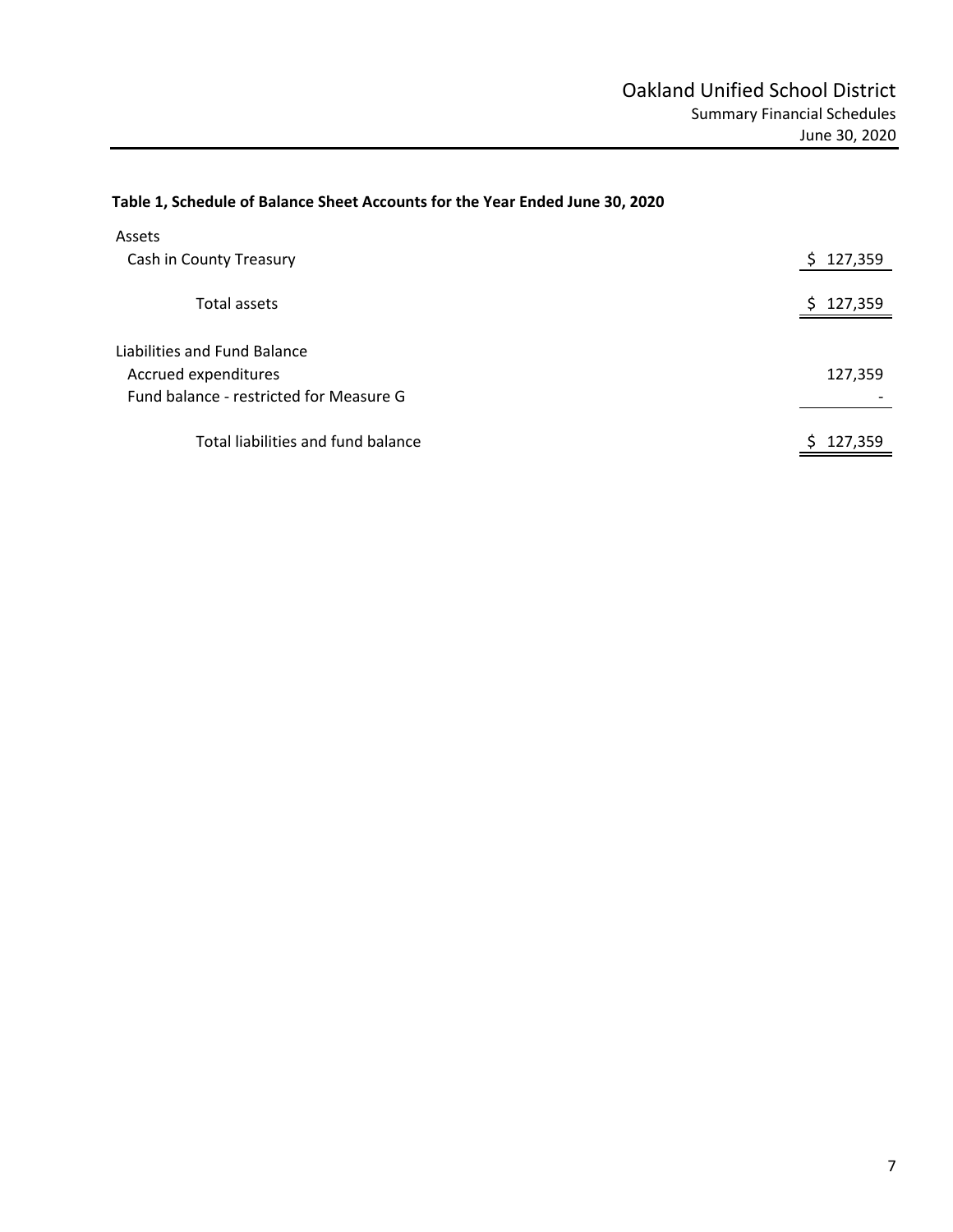**Table 1, Schedule of Balance Sheet Accounts for the Year Ended June 30, 2020**

| | |
|---|---|
| Assets | |
| Cash in County Treasury | $ 127,359 |
| Total assets | $ 127,359 |
| Liabilities and Fund Balance | |
| Accrued expenditures | 127,359 |
| Fund balance - restricted for Measure G | - |
| Total liabilities and fund balance | $ 127,359 |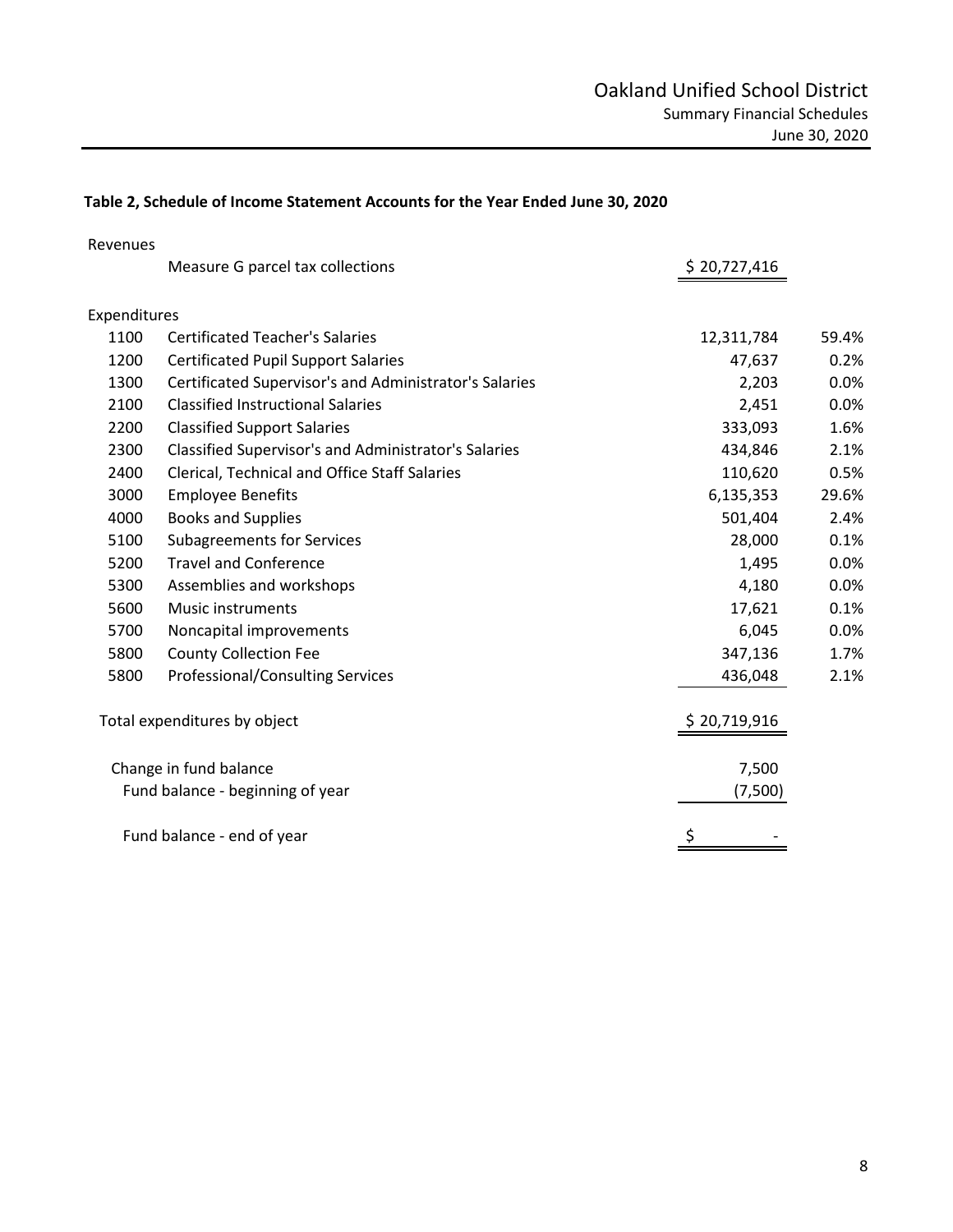Oakland Unified School District
Summary Financial Schedules
June 30, 2020

**Table 2, Schedule of Income Statement Accounts for the Year Ended June 30, 2020**

| | | | |
|---|---|---|---|
| Revenues | | | |
| | Measure G parcel tax collections | $ 20,727,416 | |
| Expenditures | | | |
| 1100 | Certificated Teacher's Salaries | 12,311,784 | 59.4% |
| 1200 | Certificated Pupil Support Salaries | 47,637 | 0.2% |
| 1300 | Certificated Supervisor's and Administrator's Salaries | 2,203 | 0.0% |
| 2100 | Classified Instructional Salaries | 2,451 | 0.0% |
| 2200 | Classified Support Salaries | 333,093 | 1.6% |
| 2300 | Classified Supervisor's and Administrator's Salaries | 434,846 | 2.1% |
| 2400 | Clerical, Technical and Office Staff Salaries | 110,620 | 0.5% |
| 3000 | Employee Benefits | 6,135,353 | 29.6% |
| 4000 | Books and Supplies | 501,404 | 2.4% |
| 5100 | Subagreements for Services | 28,000 | 0.1% |
| 5200 | Travel and Conference | 1,495 | 0.0% |
| 5300 | Assemblies and workshops | 4,180 | 0.0% |
| 5600 | Music instruments | 17,621 | 0.1% |
| 5700 | Noncapital improvements | 6,045 | 0.0% |
| 5800 | County Collection Fee | 347,136 | 1.7% |
| 5800 | Professional/Consulting Services | 436,048 | 2.1% |
| Total expenditures by object | | $ 20,719,916 | |
| Change in fund balance | | 7,500 | |
| Fund balance - beginning of year | | (7,500) | |
| Fund balance - end of year | | $ - | |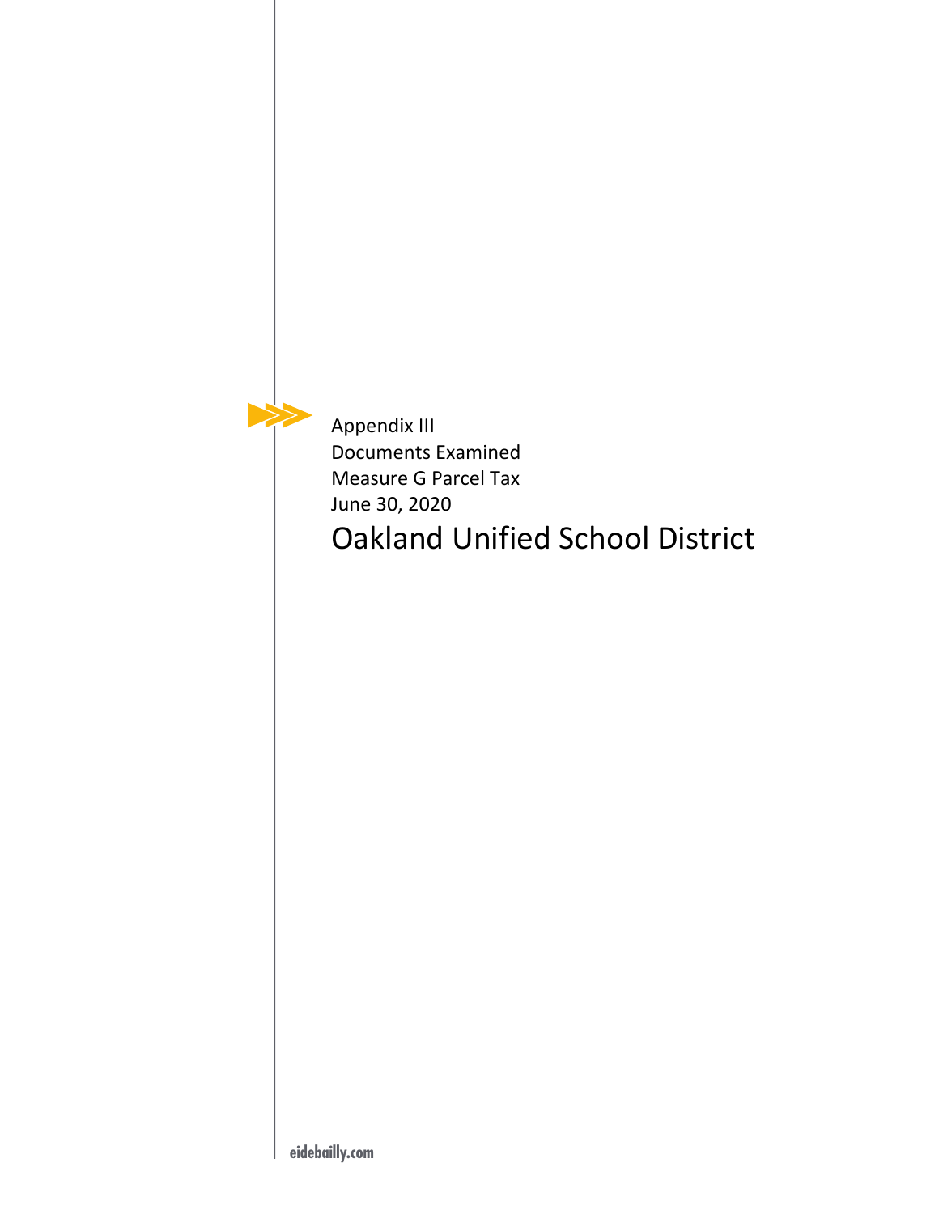Appendix III
Documents Examined
Measure G Parcel Tax
June 30, 2020

# Oakland Unified School District

eidebailly.com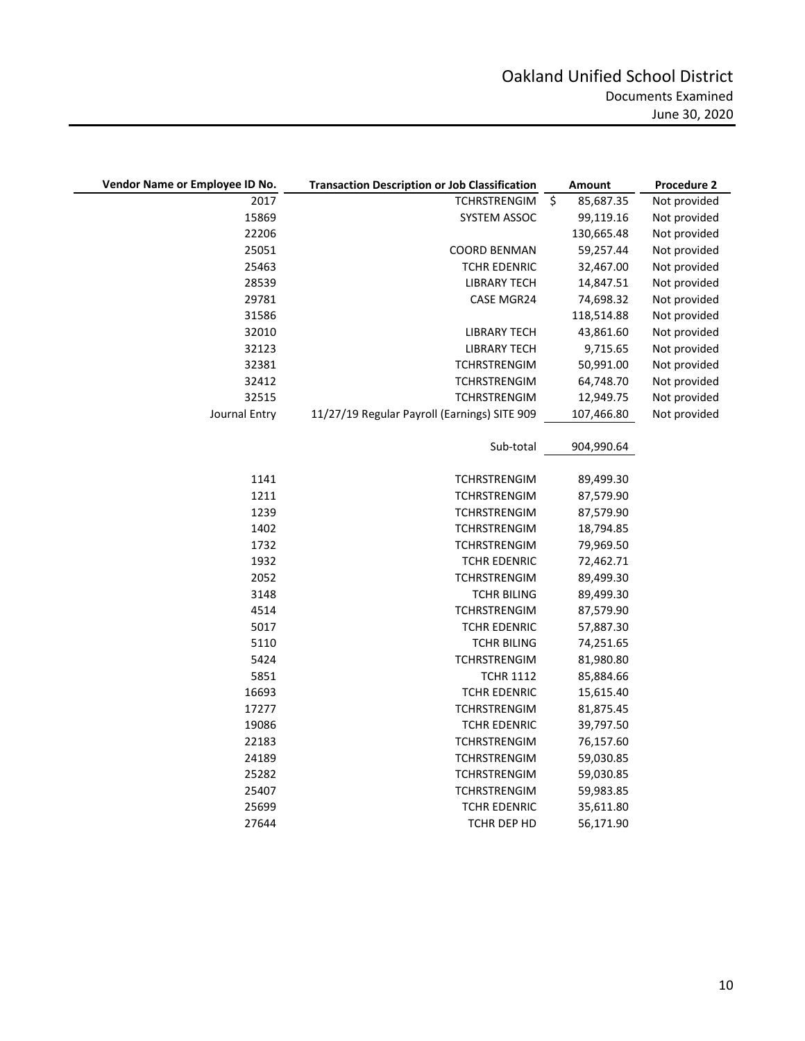# Oakland Unified School District

Documents Examined

June 30, 2020

| Vendor Name or Employee ID No. | Transaction Description or Job Classification | Amount | Procedure 2 |
|---|---|---|---|
| 2017 | TCHRSTRENGIM | $ 85,687.35 | Not provided |
| 15869 | SYSTEM ASSOC | 99,119.16 | Not provided |
| 22206 | | 130,665.48 | Not provided |
| 25051 | COORD BENMAN | 59,257.44 | Not provided |
| 25463 | TCHR EDENRIC | 32,467.00 | Not provided |
| 28539 | LIBRARY TECH | 14,847.51 | Not provided |
| 29781 | CASE MGR24 | 74,698.32 | Not provided |
| 31586 | | 118,514.88 | Not provided |
| 32010 | LIBRARY TECH | 43,861.60 | Not provided |
| 32123 | LIBRARY TECH | 9,715.65 | Not provided |
| 32381 | TCHRSTRENGIM | 50,991.00 | Not provided |
| 32412 | TCHRSTRENGIM | 64,748.70 | Not provided |
| 32515 | TCHRSTRENGIM | 12,949.75 | Not provided |
| Journal Entry | 11/27/19 Regular Payroll (Earnings) SITE 909 | 107,466.80 | Not provided |
| | Sub-total | 904,990.64 | |
| 1141 | TCHRSTRENGIM | 89,499.30 | |
| 1211 | TCHRSTRENGIM | 87,579.90 | |
| 1239 | TCHRSTRENGIM | 87,579.90 | |
| 1402 | TCHRSTRENGIM | 18,794.85 | |
| 1732 | TCHRSTRENGIM | 79,969.50 | |
| 1932 | TCHR EDENRIC | 72,462.71 | |
| 2052 | TCHRSTRENGIM | 89,499.30 | |
| 3148 | TCHR BILING | 89,499.30 | |
| 4514 | TCHRSTRENGIM | 87,579.90 | |
| 5017 | TCHR EDENRIC | 57,887.30 | |
| 5110 | TCHR BILING | 74,251.65 | |
| 5424 | TCHRSTRENGIM | 81,980.80 | |
| 5851 | TCHR 1112 | 85,884.66 | |
| 16693 | TCHR EDENRIC | 15,615.40 | |
| 17277 | TCHRSTRENGIM | 81,875.45 | |
| 19086 | TCHR EDENRIC | 39,797.50 | |
| 22183 | TCHRSTRENGIM | 76,157.60 | |
| 24189 | TCHRSTRENGIM | 59,030.85 | |
| 25282 | TCHRSTRENGIM | 59,030.85 | |
| 25407 | TCHRSTRENGIM | 59,983.85 | |
| 25699 | TCHR EDENRIC | 35,611.80 | |
| 27644 | TCHR DEP HD | 56,171.90 | |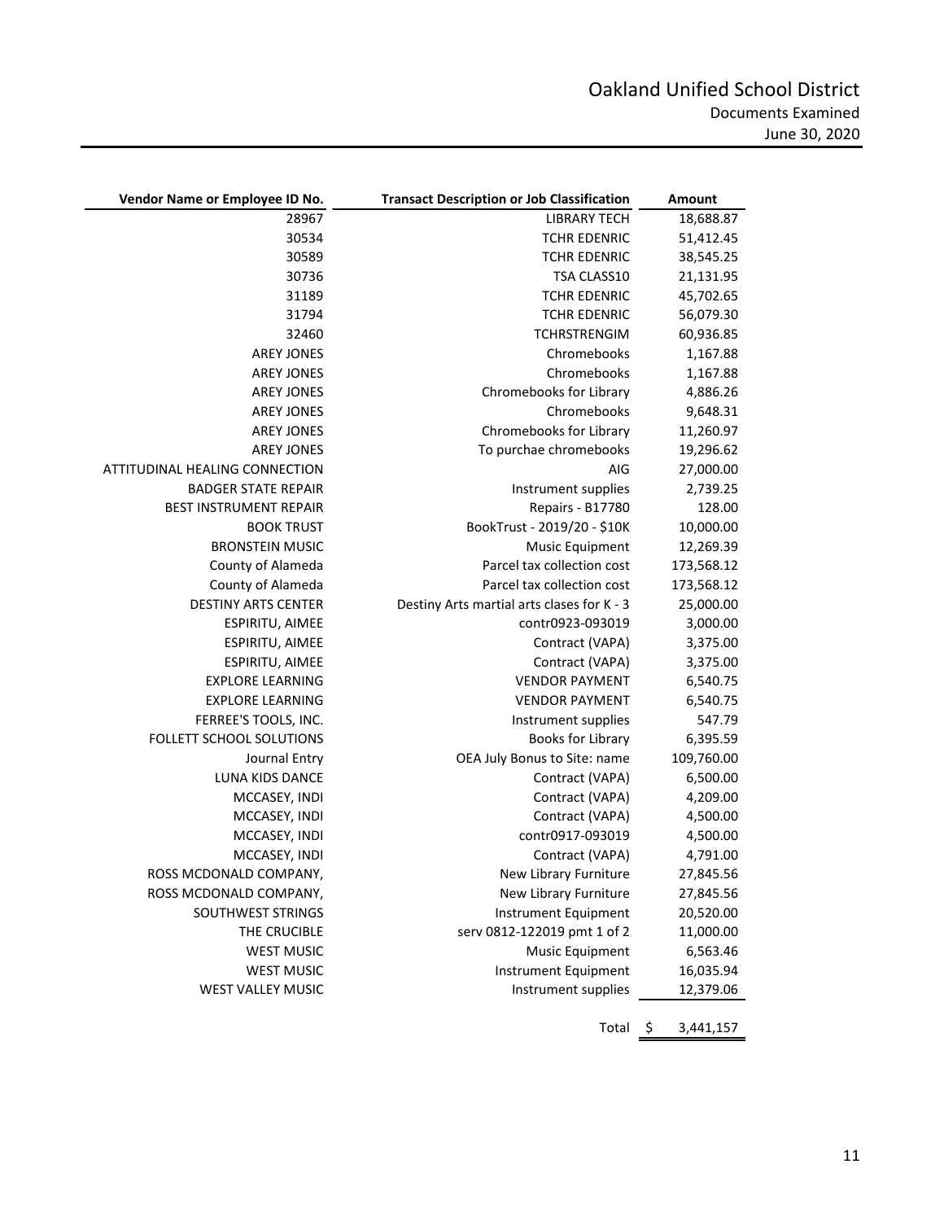# Oakland Unified School District

Documents Examined

June 30, 2020

| Vendor Name or Employee ID No. | Transact Description or Job Classification | Amount |
|---|---|---|
| 28967 | LIBRARY TECH | 18,688.87 |
| 30534 | TCHR EDENRIC | 51,412.45 |
| 30589 | TCHR EDENRIC | 38,545.25 |
| 30736 | TSA CLASS10 | 21,131.95 |
| 31189 | TCHR EDENRIC | 45,702.65 |
| 31794 | TCHR EDENRIC | 56,079.30 |
| 32460 | TCHRSTRENGIM | 60,936.85 |
| AREY JONES | Chromebooks | 1,167.88 |
| AREY JONES | Chromebooks | 1,167.88 |
| AREY JONES | Chromebooks for Library | 4,886.26 |
| AREY JONES | Chromebooks | 9,648.31 |
| AREY JONES | Chromebooks for Library | 11,260.97 |
| AREY JONES | To purchae chromebooks | 19,296.62 |
| ATTITUDINAL HEALING CONNECTION | AIG | 27,000.00 |
| BADGER STATE REPAIR | Instrument supplies | 2,739.25 |
| BEST INSTRUMENT REPAIR | Repairs - B17780 | 128.00 |
| BOOK TRUST | BookTrust - 2019/20 - $10K | 10,000.00 |
| BRONSTEIN MUSIC | Music Equipment | 12,269.39 |
| County of Alameda | Parcel tax collection cost | 173,568.12 |
| County of Alameda | Parcel tax collection cost | 173,568.12 |
| DESTINY ARTS CENTER | Destiny Arts martial arts clases for K - 3 | 25,000.00 |
| ESPIRITU, AIMEE | contr0923-093019 | 3,000.00 |
| ESPIRITU, AIMEE | Contract (VAPA) | 3,375.00 |
| ESPIRITU, AIMEE | Contract (VAPA) | 3,375.00 |
| EXPLORE LEARNING | VENDOR PAYMENT | 6,540.75 |
| EXPLORE LEARNING | VENDOR PAYMENT | 6,540.75 |
| FERREE'S TOOLS, INC. | Instrument supplies | 547.79 |
| FOLLETT SCHOOL SOLUTIONS | Books for Library | 6,395.59 |
| Journal Entry | OEA July Bonus to Site: name | 109,760.00 |
| LUNA KIDS DANCE | Contract (VAPA) | 6,500.00 |
| MCCASEY, INDI | Contract (VAPA) | 4,209.00 |
| MCCASEY, INDI | Contract (VAPA) | 4,500.00 |
| MCCASEY, INDI | contr0917-093019 | 4,500.00 |
| MCCASEY, INDI | Contract (VAPA) | 4,791.00 |
| ROSS MCDONALD COMPANY, | New Library Furniture | 27,845.56 |
| ROSS MCDONALD COMPANY, | New Library Furniture | 27,845.56 |
| SOUTHWEST STRINGS | Instrument Equipment | 20,520.00 |
| THE CRUCIBLE | serv 0812-122019 pmt 1 of 2 | 11,000.00 |
| WEST MUSIC | Music Equipment | 6,563.46 |
| WEST MUSIC | Instrument Equipment | 16,035.94 |
| WEST VALLEY MUSIC | Instrument supplies | 12,379.06 |
| | Total | $ 3,441,157 |